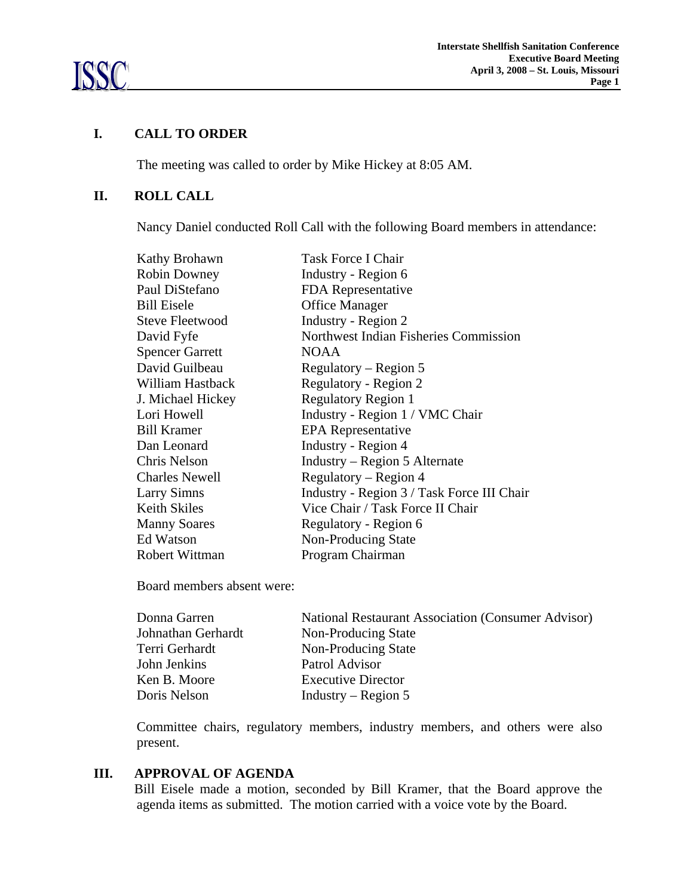## I. CALL TO ORDER

The meeting was called to order by Mike Hickey at 8:05 AM.

## II. ROLL CALL

Nancy Daniel conducted Roll Call with the following Board members in attendance:

| | |
|---|---|
| Kathy Brohawn | Task Force I Chair |
| Robin Downey | Industry - Region 6 |
| Paul DiStefano | FDA Representative |
| Bill Eisele | Office Manager |
| Steve Fleetwood | Industry - Region 2 |
| David Fyfe | Northwest Indian Fisheries Commission |
| Spencer Garrett | NOAA |
| David Guilbeau | Regulatory – Region 5 |
| William Hastback | Regulatory - Region 2 |
| J. Michael Hickey | Regulatory Region 1 |
| Lori Howell | Industry - Region 1 / VMC Chair |
| Bill Kramer | EPA Representative |
| Dan Leonard | Industry - Region 4 |
| Chris Nelson | Industry – Region 5 Alternate |
| Charles Newell | Regulatory – Region 4 |
| Larry Simns | Industry - Region 3 / Task Force III Chair |
| Keith Skiles | Vice Chair / Task Force II Chair |
| Manny Soares | Regulatory - Region 6 |
| Ed Watson | Non-Producing State |
| Robert Wittman | Program Chairman |

Board members absent were:

| | |
|---|---|
| Donna Garren | National Restaurant Association (Consumer Advisor) |
| Johnathan Gerhardt | Non-Producing State |
| Terri Gerhardt | Non-Producing State |
| John Jenkins | Patrol Advisor |
| Ken B. Moore | Executive Director |
| Doris Nelson | Industry – Region 5 |

Committee chairs, regulatory members, industry members, and others were also present.

## III. APPROVAL OF AGENDA

Bill Eisele made a motion, seconded by Bill Kramer, that the Board approve the agenda items as submitted. The motion carried with a voice vote by the Board.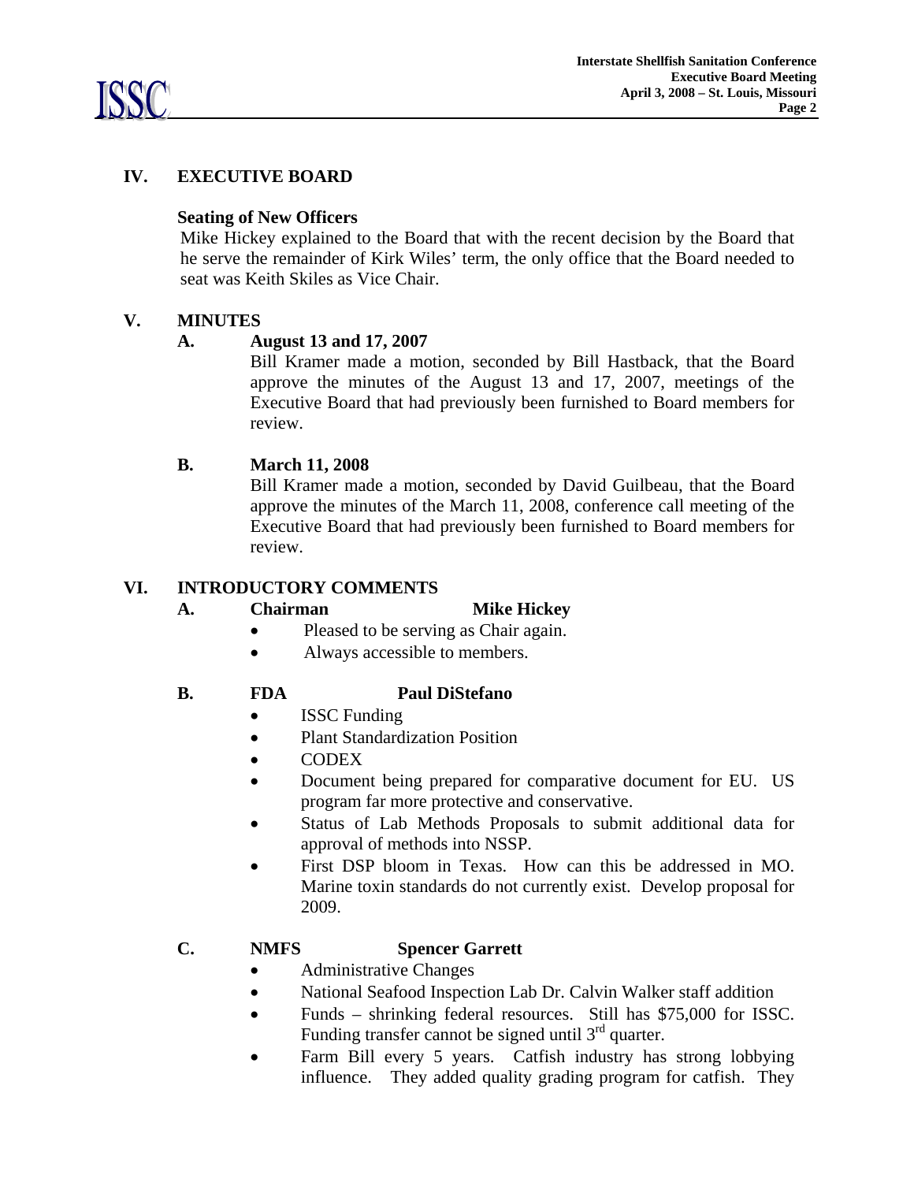## IV. EXECUTIVE BOARD

**Seating of New Officers**

Mike Hickey explained to the Board that with the recent decision by the Board that he serve the remainder of Kirk Wiles' term, the only office that the Board needed to seat was Keith Skiles as Vice Chair.

## V. MINUTES

**A. August 13 and 17, 2007**

Bill Kramer made a motion, seconded by Bill Hastback, that the Board approve the minutes of the August 13 and 17, 2007, meetings of the Executive Board that had previously been furnished to Board members for review.

**B. March 11, 2008**

Bill Kramer made a motion, seconded by David Guilbeau, that the Board approve the minutes of the March 11, 2008, conference call meeting of the Executive Board that had previously been furnished to Board members for review.

## VI. INTRODUCTORY COMMENTS

**A. Chairman Mike Hickey**

- Pleased to be serving as Chair again.
- Always accessible to members.

**B. FDA Paul DiStefano**

- ISSC Funding
- Plant Standardization Position
- CODEX
- Document being prepared for comparative document for EU. US program far more protective and conservative.
- Status of Lab Methods Proposals to submit additional data for approval of methods into NSSP.
- First DSP bloom in Texas. How can this be addressed in MO. Marine toxin standards do not currently exist. Develop proposal for 2009.

**C. NMFS Spencer Garrett**

- Administrative Changes
- National Seafood Inspection Lab Dr. Calvin Walker staff addition
- Funds – shrinking federal resources. Still has $75,000 for ISSC. Funding transfer cannot be signed until 3rd quarter.
- Farm Bill every 5 years. Catfish industry has strong lobbying influence. They added quality grading program for catfish. They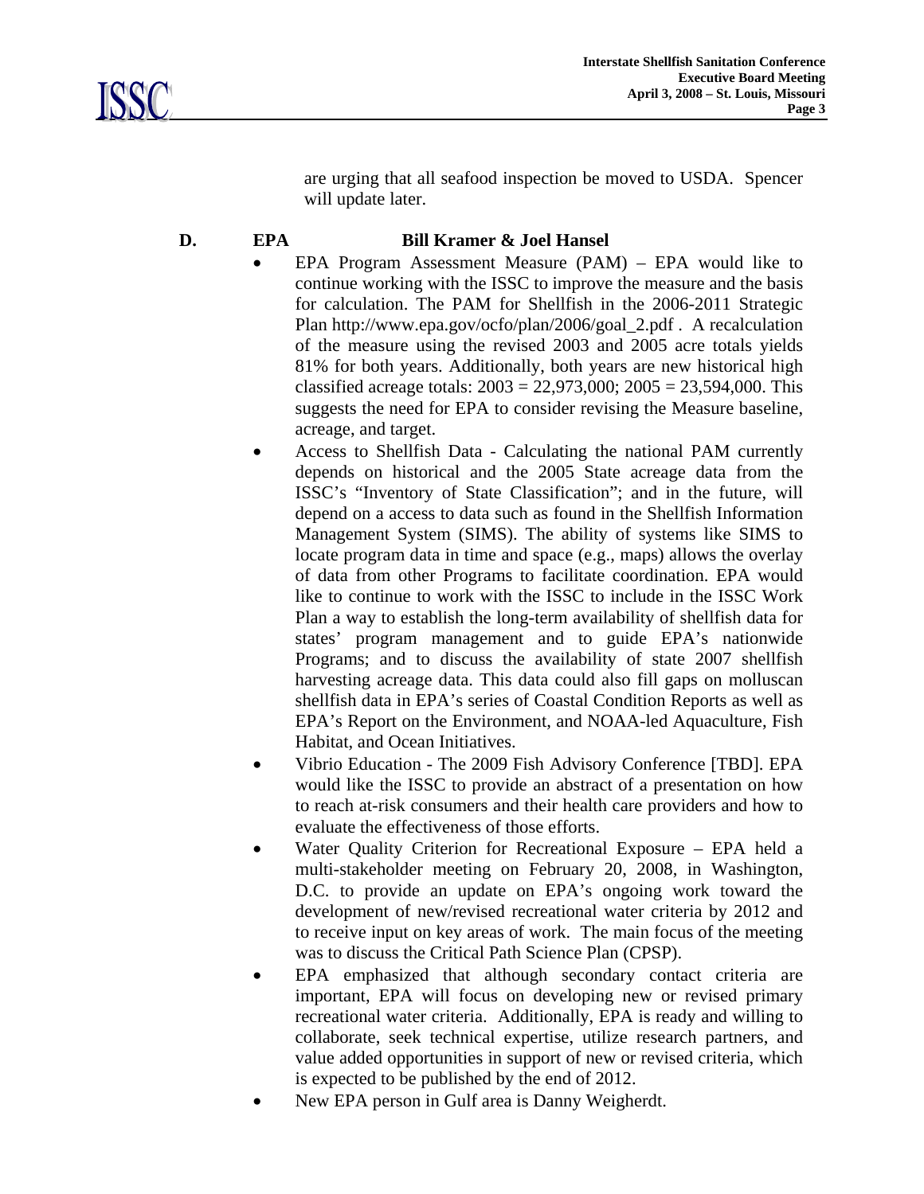are urging that all seafood inspection be moved to USDA. Spencer will update later.

**D. EPA Bill Kramer & Joel Hansel**

- EPA Program Assessment Measure (PAM) – EPA would like to continue working with the ISSC to improve the measure and the basis for calculation. The PAM for Shellfish in the 2006-2011 Strategic Plan http://www.epa.gov/ocfo/plan/2006/goal_2.pdf . A recalculation of the measure using the revised 2003 and 2005 acre totals yields 81% for both years. Additionally, both years are new historical high classified acreage totals: 2003 = 22,973,000; 2005 = 23,594,000. This suggests the need for EPA to consider revising the Measure baseline, acreage, and target.
- Access to Shellfish Data - Calculating the national PAM currently depends on historical and the 2005 State acreage data from the ISSC's "Inventory of State Classification"; and in the future, will depend on a access to data such as found in the Shellfish Information Management System (SIMS). The ability of systems like SIMS to locate program data in time and space (e.g., maps) allows the overlay of data from other Programs to facilitate coordination. EPA would like to continue to work with the ISSC to include in the ISSC Work Plan a way to establish the long-term availability of shellfish data for states' program management and to guide EPA's nationwide Programs; and to discuss the availability of state 2007 shellfish harvesting acreage data. This data could also fill gaps on molluscan shellfish data in EPA's series of Coastal Condition Reports as well as EPA's Report on the Environment, and NOAA-led Aquaculture, Fish Habitat, and Ocean Initiatives.
- Vibrio Education - The 2009 Fish Advisory Conference [TBD]. EPA would like the ISSC to provide an abstract of a presentation on how to reach at-risk consumers and their health care providers and how to evaluate the effectiveness of those efforts.
- Water Quality Criterion for Recreational Exposure – EPA held a multi-stakeholder meeting on February 20, 2008, in Washington, D.C. to provide an update on EPA's ongoing work toward the development of new/revised recreational water criteria by 2012 and to receive input on key areas of work. The main focus of the meeting was to discuss the Critical Path Science Plan (CPSP).
- EPA emphasized that although secondary contact criteria are important, EPA will focus on developing new or revised primary recreational water criteria. Additionally, EPA is ready and willing to collaborate, seek technical expertise, utilize research partners, and value added opportunities in support of new or revised criteria, which is expected to be published by the end of 2012.
- New EPA person in Gulf area is Danny Weigherdt.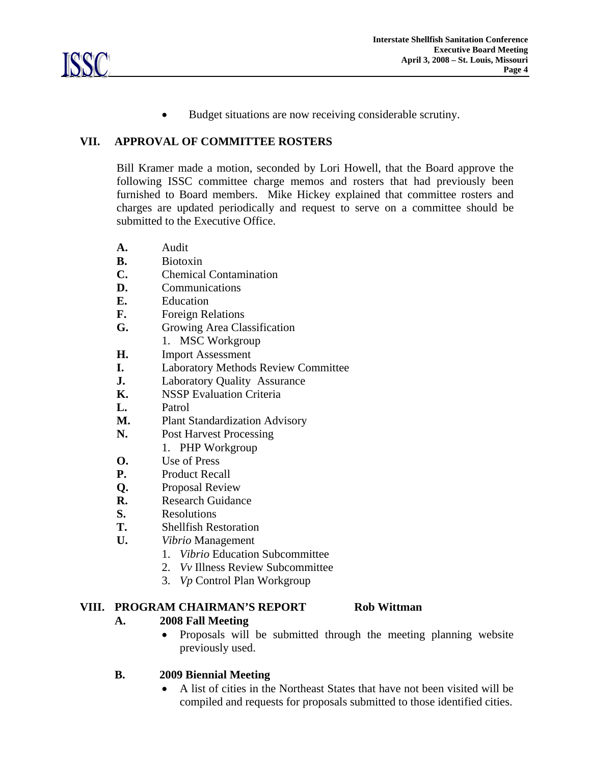- Budget situations are now receiving considerable scrutiny.

## VII. APPROVAL OF COMMITTEE ROSTERS

Bill Kramer made a motion, seconded by Lori Howell, that the Board approve the following ISSC committee charge memos and rosters that had previously been furnished to Board members. Mike Hickey explained that committee rosters and charges are updated periodically and request to serve on a committee should be submitted to the Executive Office.

**A.** Audit
**B.** Biotoxin
**C.** Chemical Contamination
**D.** Communications
**E.** Education
**F.** Foreign Relations
**G.** Growing Area Classification
   1. MSC Workgroup
**H.** Import Assessment
**I.** Laboratory Methods Review Committee
**J.** Laboratory Quality Assurance
**K.** NSSP Evaluation Criteria
**L.** Patrol
**M.** Plant Standardization Advisory
**N.** Post Harvest Processing
   1. PHP Workgroup
**O.** Use of Press
**P.** Product Recall
**Q.** Proposal Review
**R.** Research Guidance
**S.** Resolutions
**T.** Shellfish Restoration
**U.** *Vibrio* Management
   1. *Vibrio* Education Subcommittee
   2. *Vv* Illness Review Subcommittee
   3. *Vp* Control Plan Workgroup

## VIII. PROGRAM CHAIRMAN'S REPORT — Rob Wittman

### A. 2008 Fall Meeting

- Proposals will be submitted through the meeting planning website previously used.

### B. 2009 Biennial Meeting

- A list of cities in the Northeast States that have not been visited will be compiled and requests for proposals submitted to those identified cities.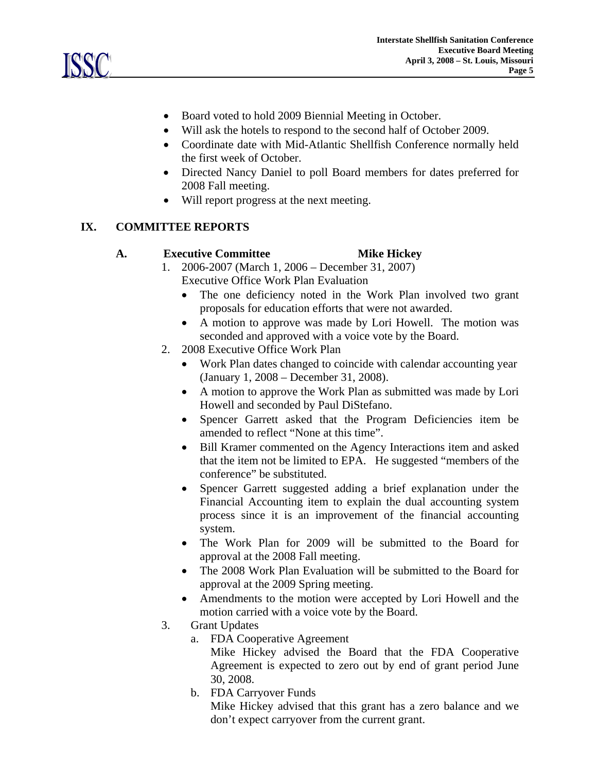- Board voted to hold 2009 Biennial Meeting in October.
- Will ask the hotels to respond to the second half of October 2009.
- Coordinate date with Mid-Atlantic Shellfish Conference normally held the first week of October.
- Directed Nancy Daniel to poll Board members for dates preferred for 2008 Fall meeting.
- Will report progress at the next meeting.

## IX. COMMITTEE REPORTS

### A. Executive Committee — Mike Hickey

1. 2006-2007 (March 1, 2006 – December 31, 2007)
   Executive Office Work Plan Evaluation
   - The one deficiency noted in the Work Plan involved two grant proposals for education efforts that were not awarded.
   - A motion to approve was made by Lori Howell. The motion was seconded and approved with a voice vote by the Board.
2. 2008 Executive Office Work Plan
   - Work Plan dates changed to coincide with calendar accounting year (January 1, 2008 – December 31, 2008).
   - A motion to approve the Work Plan as submitted was made by Lori Howell and seconded by Paul DiStefano.
   - Spencer Garrett asked that the Program Deficiencies item be amended to reflect "None at this time".
   - Bill Kramer commented on the Agency Interactions item and asked that the item not be limited to EPA. He suggested "members of the conference" be substituted.
   - Spencer Garrett suggested adding a brief explanation under the Financial Accounting item to explain the dual accounting system process since it is an improvement of the financial accounting system.
   - The Work Plan for 2009 will be submitted to the Board for approval at the 2008 Fall meeting.
   - The 2008 Work Plan Evaluation will be submitted to the Board for approval at the 2009 Spring meeting.
   - Amendments to the motion were accepted by Lori Howell and the motion carried with a voice vote by the Board.
3. Grant Updates
   a. FDA Cooperative Agreement
      Mike Hickey advised the Board that the FDA Cooperative Agreement is expected to zero out by end of grant period June 30, 2008.
   b. FDA Carryover Funds
      Mike Hickey advised that this grant has a zero balance and we don't expect carryover from the current grant.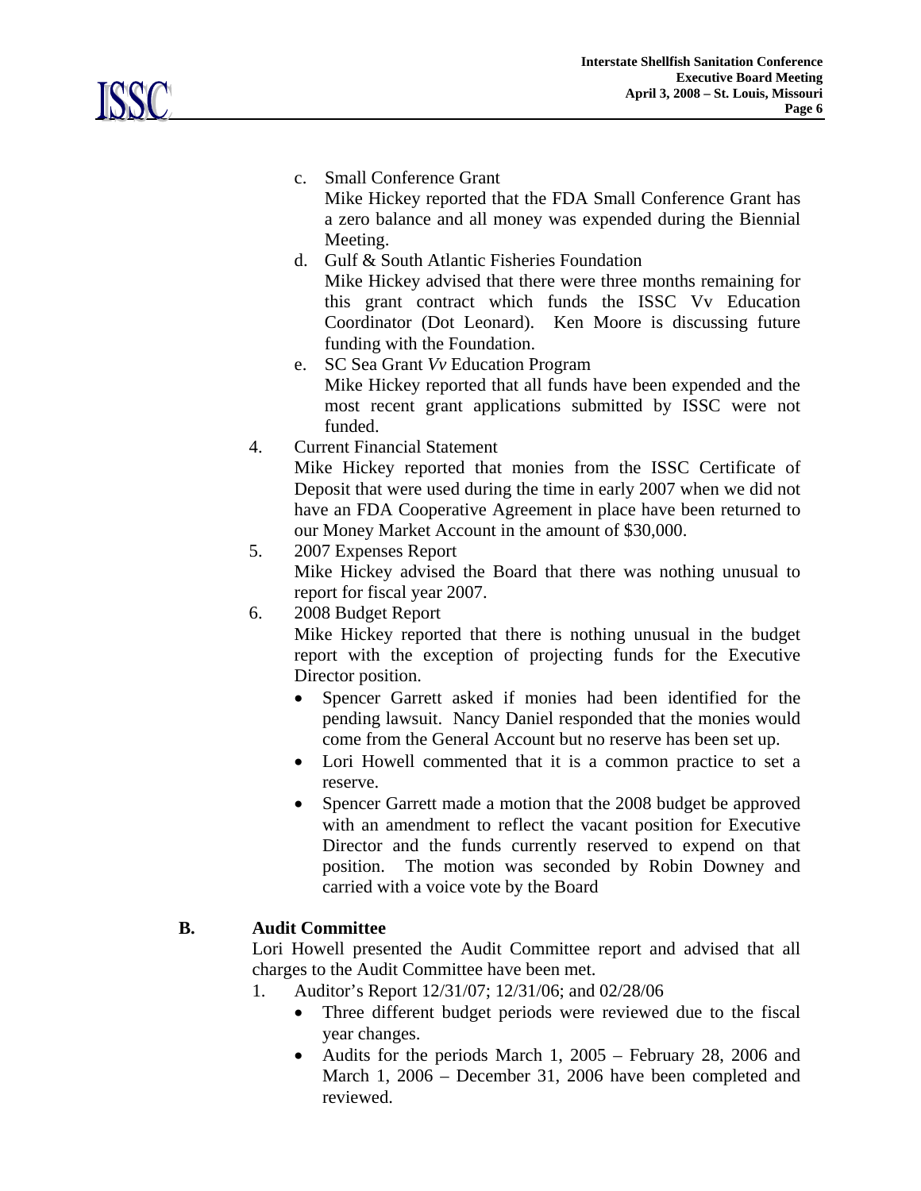c. Small Conference Grant

   Mike Hickey reported that the FDA Small Conference Grant has a zero balance and all money was expended during the Biennial Meeting.

d. Gulf & South Atlantic Fisheries Foundation

   Mike Hickey advised that there were three months remaining for this grant contract which funds the ISSC Vv Education Coordinator (Dot Leonard). Ken Moore is discussing future funding with the Foundation.

e. SC Sea Grant *Vv* Education Program

   Mike Hickey reported that all funds have been expended and the most recent grant applications submitted by ISSC were not funded.

4. Current Financial Statement

   Mike Hickey reported that monies from the ISSC Certificate of Deposit that were used during the time in early 2007 when we did not have an FDA Cooperative Agreement in place have been returned to our Money Market Account in the amount of $30,000.

5. 2007 Expenses Report

   Mike Hickey advised the Board that there was nothing unusual to report for fiscal year 2007.

6. 2008 Budget Report

   Mike Hickey reported that there is nothing unusual in the budget report with the exception of projecting funds for the Executive Director position.

   - Spencer Garrett asked if monies had been identified for the pending lawsuit. Nancy Daniel responded that the monies would come from the General Account but no reserve has been set up.
   - Lori Howell commented that it is a common practice to set a reserve.
   - Spencer Garrett made a motion that the 2008 budget be approved with an amendment to reflect the vacant position for Executive Director and the funds currently reserved to expend on that position. The motion was seconded by Robin Downey and carried with a voice vote by the Board

**B. Audit Committee**

Lori Howell presented the Audit Committee report and advised that all charges to the Audit Committee have been met.

1. Auditor's Report 12/31/07; 12/31/06; and 02/28/06
   - Three different budget periods were reviewed due to the fiscal year changes.
   - Audits for the periods March 1, 2005 – February 28, 2006 and March 1, 2006 – December 31, 2006 have been completed and reviewed.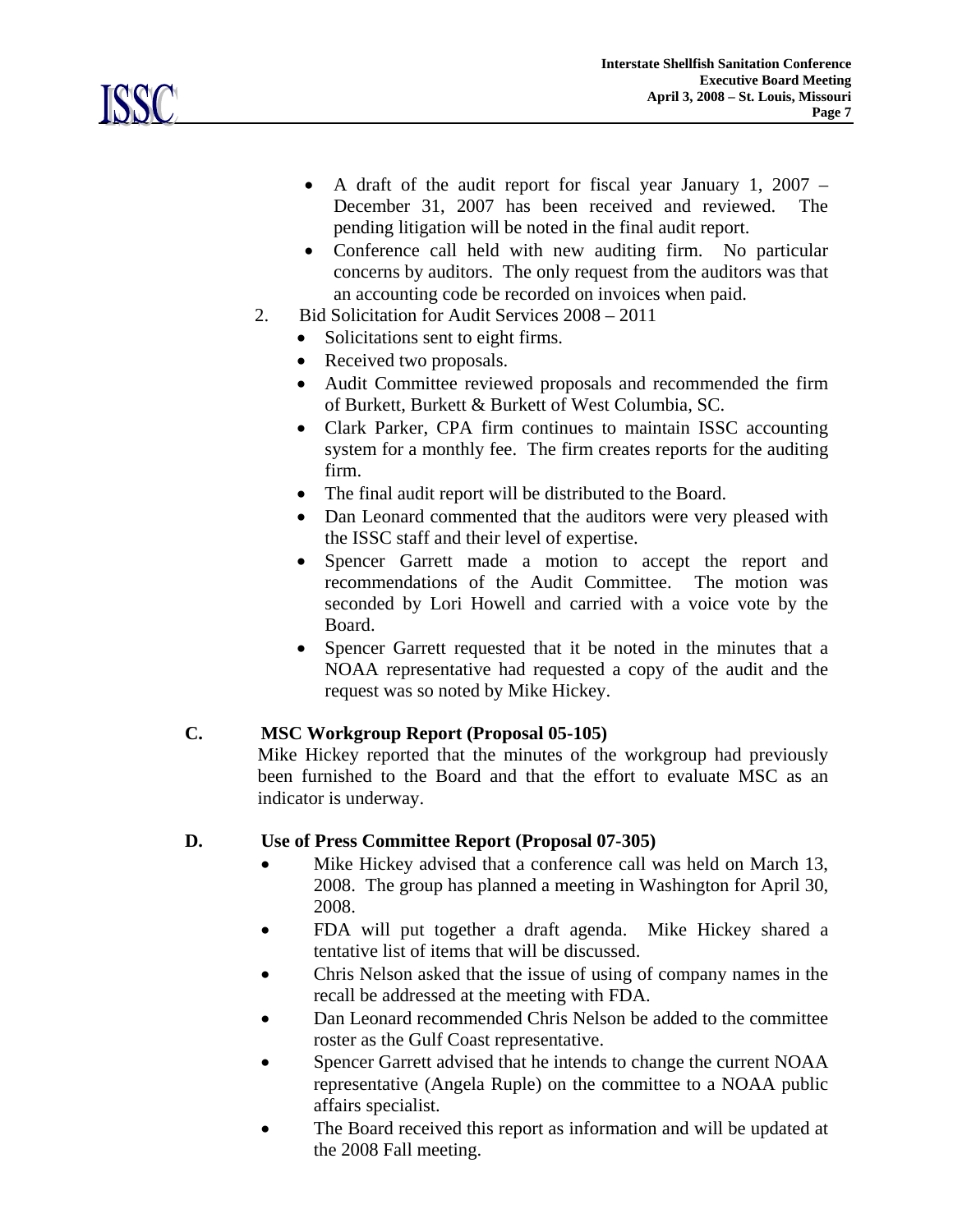- A draft of the audit report for fiscal year January 1, 2007 – December 31, 2007 has been received and reviewed. The pending litigation will be noted in the final audit report.
- Conference call held with new auditing firm. No particular concerns by auditors. The only request from the auditors was that an accounting code be recorded on invoices when paid.

2. Bid Solicitation for Audit Services 2008 – 2011
   - Solicitations sent to eight firms.
   - Received two proposals.
   - Audit Committee reviewed proposals and recommended the firm of Burkett, Burkett & Burkett of West Columbia, SC.
   - Clark Parker, CPA firm continues to maintain ISSC accounting system for a monthly fee. The firm creates reports for the auditing firm.
   - The final audit report will be distributed to the Board.
   - Dan Leonard commented that the auditors were very pleased with the ISSC staff and their level of expertise.
   - Spencer Garrett made a motion to accept the report and recommendations of the Audit Committee. The motion was seconded by Lori Howell and carried with a voice vote by the Board.
   - Spencer Garrett requested that it be noted in the minutes that a NOAA representative had requested a copy of the audit and the request was so noted by Mike Hickey.

**C. MSC Workgroup Report (Proposal 05-105)**

Mike Hickey reported that the minutes of the workgroup had previously been furnished to the Board and that the effort to evaluate MSC as an indicator is underway.

**D. Use of Press Committee Report (Proposal 07-305)**

- Mike Hickey advised that a conference call was held on March 13, 2008. The group has planned a meeting in Washington for April 30, 2008.
- FDA will put together a draft agenda. Mike Hickey shared a tentative list of items that will be discussed.
- Chris Nelson asked that the issue of using of company names in the recall be addressed at the meeting with FDA.
- Dan Leonard recommended Chris Nelson be added to the committee roster as the Gulf Coast representative.
- Spencer Garrett advised that he intends to change the current NOAA representative (Angela Ruple) on the committee to a NOAA public affairs specialist.
- The Board received this report as information and will be updated at the 2008 Fall meeting.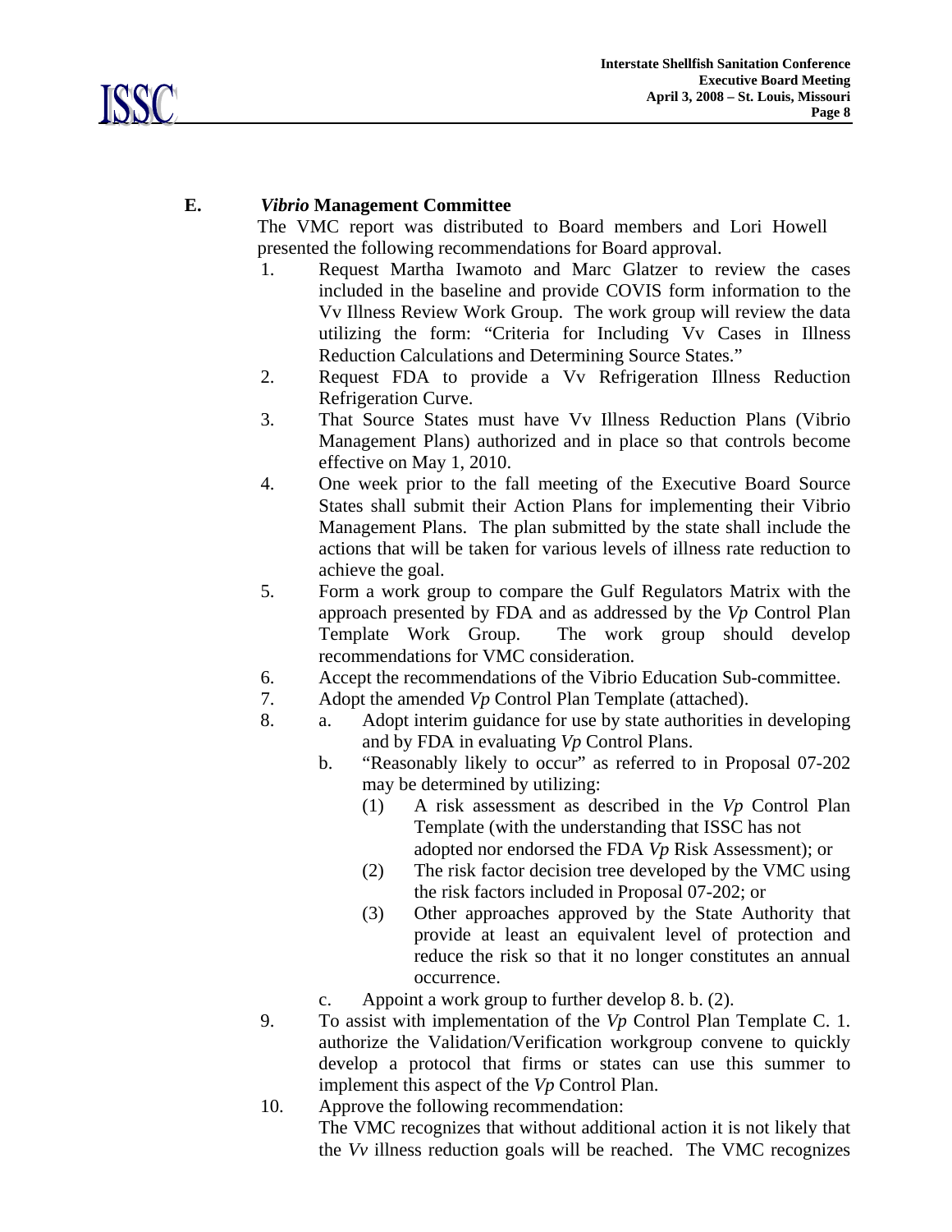## E. *Vibrio* Management Committee

The VMC report was distributed to Board members and Lori Howell presented the following recommendations for Board approval.

1. Request Martha Iwamoto and Marc Glatzer to review the cases included in the baseline and provide COVIS form information to the Vv Illness Review Work Group. The work group will review the data utilizing the form: "Criteria for Including Vv Cases in Illness Reduction Calculations and Determining Source States."
2. Request FDA to provide a Vv Refrigeration Illness Reduction Refrigeration Curve.
3. That Source States must have Vv Illness Reduction Plans (Vibrio Management Plans) authorized and in place so that controls become effective on May 1, 2010.
4. One week prior to the fall meeting of the Executive Board Source States shall submit their Action Plans for implementing their Vibrio Management Plans. The plan submitted by the state shall include the actions that will be taken for various levels of illness rate reduction to achieve the goal.
5. Form a work group to compare the Gulf Regulators Matrix with the approach presented by FDA and as addressed by the *Vp* Control Plan Template Work Group. The work group should develop recommendations for VMC consideration.
6. Accept the recommendations of the Vibrio Education Sub-committee.
7. Adopt the amended *Vp* Control Plan Template (attached).
8. 
   a. Adopt interim guidance for use by state authorities in developing and by FDA in evaluating *Vp* Control Plans.
   b. "Reasonably likely to occur" as referred to in Proposal 07-202 may be determined by utilizing:
      (1) A risk assessment as described in the *Vp* Control Plan Template (with the understanding that ISSC has not adopted nor endorsed the FDA *Vp* Risk Assessment); or
      (2) The risk factor decision tree developed by the VMC using the risk factors included in Proposal 07-202; or
      (3) Other approaches approved by the State Authority that provide at least an equivalent level of protection and reduce the risk so that it no longer constitutes an annual occurrence.
   c. Appoint a work group to further develop 8. b. (2).
9. To assist with implementation of the *Vp* Control Plan Template C. 1. authorize the Validation/Verification workgroup convene to quickly develop a protocol that firms or states can use this summer to implement this aspect of the *Vp* Control Plan.
10. Approve the following recommendation:
    The VMC recognizes that without additional action it is not likely that the *Vv* illness reduction goals will be reached. The VMC recognizes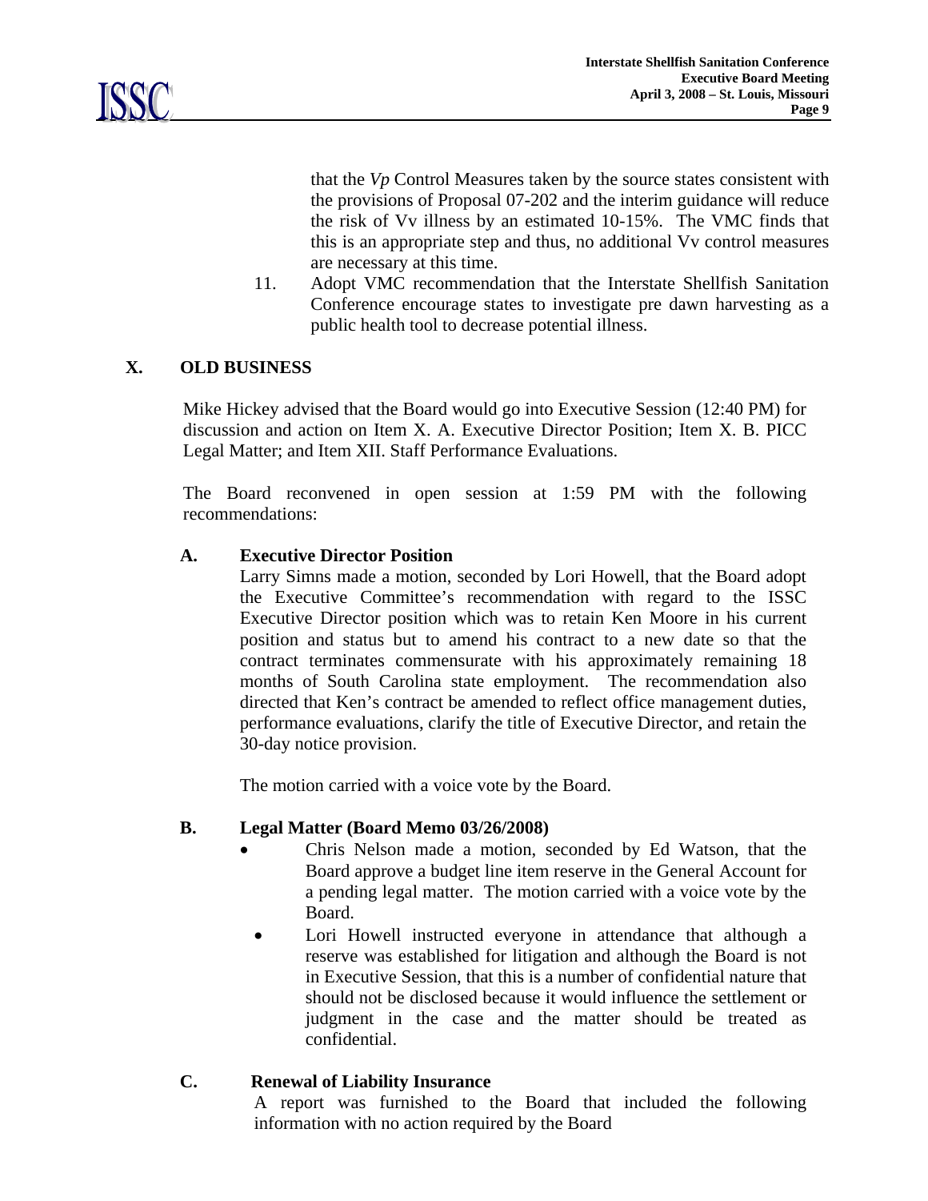that the *Vp* Control Measures taken by the source states consistent with the provisions of Proposal 07-202 and the interim guidance will reduce the risk of Vv illness by an estimated 10-15%. The VMC finds that this is an appropriate step and thus, no additional Vv control measures are necessary at this time.

11. Adopt VMC recommendation that the Interstate Shellfish Sanitation Conference encourage states to investigate pre dawn harvesting as a public health tool to decrease potential illness.

## X. OLD BUSINESS

Mike Hickey advised that the Board would go into Executive Session (12:40 PM) for discussion and action on Item X. A. Executive Director Position; Item X. B. PICC Legal Matter; and Item XII. Staff Performance Evaluations.

The Board reconvened in open session at 1:59 PM with the following recommendations:

### A. Executive Director Position

Larry Simns made a motion, seconded by Lori Howell, that the Board adopt the Executive Committee's recommendation with regard to the ISSC Executive Director position which was to retain Ken Moore in his current position and status but to amend his contract to a new date so that the contract terminates commensurate with his approximately remaining 18 months of South Carolina state employment. The recommendation also directed that Ken's contract be amended to reflect office management duties, performance evaluations, clarify the title of Executive Director, and retain the 30-day notice provision.

The motion carried with a voice vote by the Board.

### B. Legal Matter (Board Memo 03/26/2008)

- Chris Nelson made a motion, seconded by Ed Watson, that the Board approve a budget line item reserve in the General Account for a pending legal matter. The motion carried with a voice vote by the Board.
- Lori Howell instructed everyone in attendance that although a reserve was established for litigation and although the Board is not in Executive Session, that this is a number of confidential nature that should not be disclosed because it would influence the settlement or judgment in the case and the matter should be treated as confidential.

### C. Renewal of Liability Insurance

A report was furnished to the Board that included the following information with no action required by the Board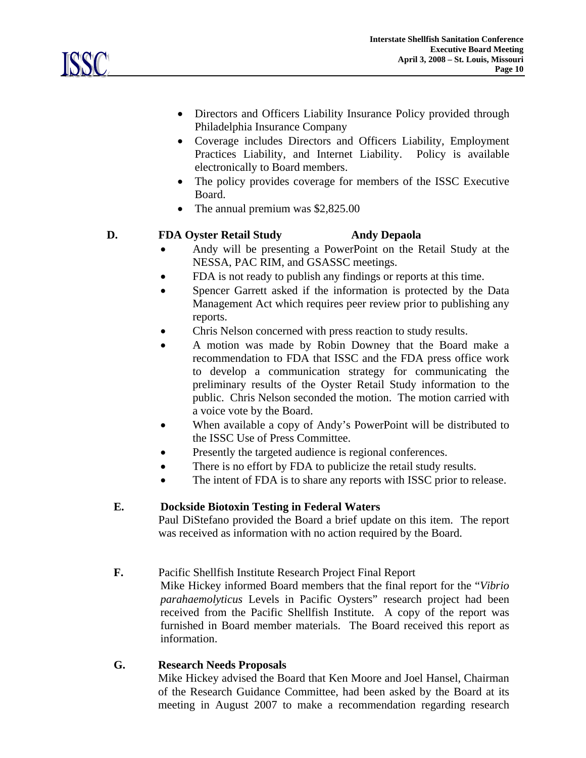- Directors and Officers Liability Insurance Policy provided through Philadelphia Insurance Company
- Coverage includes Directors and Officers Liability, Employment Practices Liability, and Internet Liability. Policy is available electronically to Board members.
- The policy provides coverage for members of the ISSC Executive Board.
- The annual premium was $2,825.00

**D. FDA Oyster Retail Study — Andy Depaola**

- Andy will be presenting a PowerPoint on the Retail Study at the NESSA, PAC RIM, and GSASSC meetings.
- FDA is not ready to publish any findings or reports at this time.
- Spencer Garrett asked if the information is protected by the Data Management Act which requires peer review prior to publishing any reports.
- Chris Nelson concerned with press reaction to study results.
- A motion was made by Robin Downey that the Board make a recommendation to FDA that ISSC and the FDA press office work to develop a communication strategy for communicating the preliminary results of the Oyster Retail Study information to the public. Chris Nelson seconded the motion. The motion carried with a voice vote by the Board.
- When available a copy of Andy's PowerPoint will be distributed to the ISSC Use of Press Committee.
- Presently the targeted audience is regional conferences.
- There is no effort by FDA to publicize the retail study results.
- The intent of FDA is to share any reports with ISSC prior to release.

**E. Dockside Biotoxin Testing in Federal Waters**

Paul DiStefano provided the Board a brief update on this item. The report was received as information with no action required by the Board.

**F.** Pacific Shellfish Institute Research Project Final Report

Mike Hickey informed Board members that the final report for the "*Vibrio parahaemolyticus* Levels in Pacific Oysters" research project had been received from the Pacific Shellfish Institute. A copy of the report was furnished in Board member materials. The Board received this report as information.

**G. Research Needs Proposals**

Mike Hickey advised the Board that Ken Moore and Joel Hansel, Chairman of the Research Guidance Committee, had been asked by the Board at its meeting in August 2007 to make a recommendation regarding research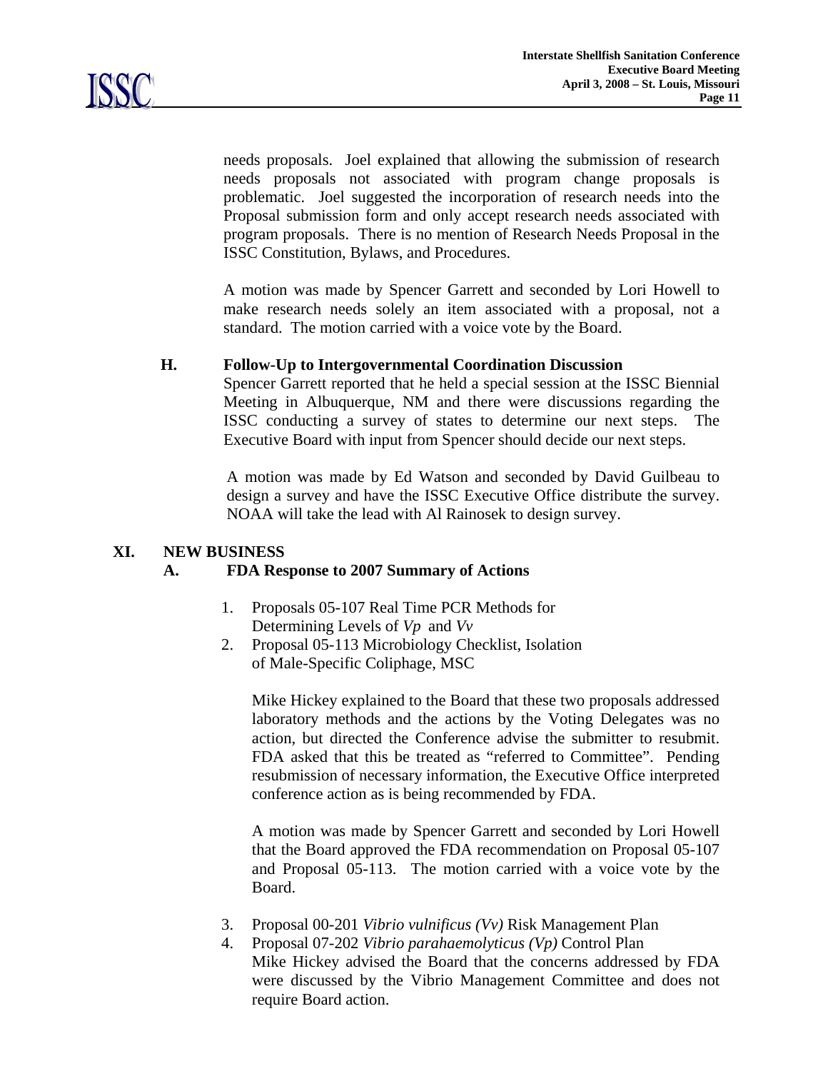needs proposals. Joel explained that allowing the submission of research needs proposals not associated with program change proposals is problematic. Joel suggested the incorporation of research needs into the Proposal submission form and only accept research needs associated with program proposals. There is no mention of Research Needs Proposal in the ISSC Constitution, Bylaws, and Procedures.

A motion was made by Spencer Garrett and seconded by Lori Howell to make research needs solely an item associated with a proposal, not a standard. The motion carried with a voice vote by the Board.

### H. Follow-Up to Intergovernmental Coordination Discussion

Spencer Garrett reported that he held a special session at the ISSC Biennial Meeting in Albuquerque, NM and there were discussions regarding the ISSC conducting a survey of states to determine our next steps. The Executive Board with input from Spencer should decide our next steps.

A motion was made by Ed Watson and seconded by David Guilbeau to design a survey and have the ISSC Executive Office distribute the survey. NOAA will take the lead with Al Rainosek to design survey.

## XI. NEW BUSINESS

### A. FDA Response to 2007 Summary of Actions

1. Proposals 05-107 Real Time PCR Methods for Determining Levels of *Vp* and *Vv*
2. Proposal 05-113 Microbiology Checklist, Isolation of Male-Specific Coliphage, MSC

   Mike Hickey explained to the Board that these two proposals addressed laboratory methods and the actions by the Voting Delegates was no action, but directed the Conference advise the submitter to resubmit. FDA asked that this be treated as "referred to Committee". Pending resubmission of necessary information, the Executive Office interpreted conference action as is being recommended by FDA.

   A motion was made by Spencer Garrett and seconded by Lori Howell that the Board approved the FDA recommendation on Proposal 05-107 and Proposal 05-113. The motion carried with a voice vote by the Board.

3. Proposal 00-201 *Vibrio vulnificus (Vv)* Risk Management Plan
4. Proposal 07-202 *Vibrio parahaemolyticus (Vp)* Control Plan

   Mike Hickey advised the Board that the concerns addressed by FDA were discussed by the Vibrio Management Committee and does not require Board action.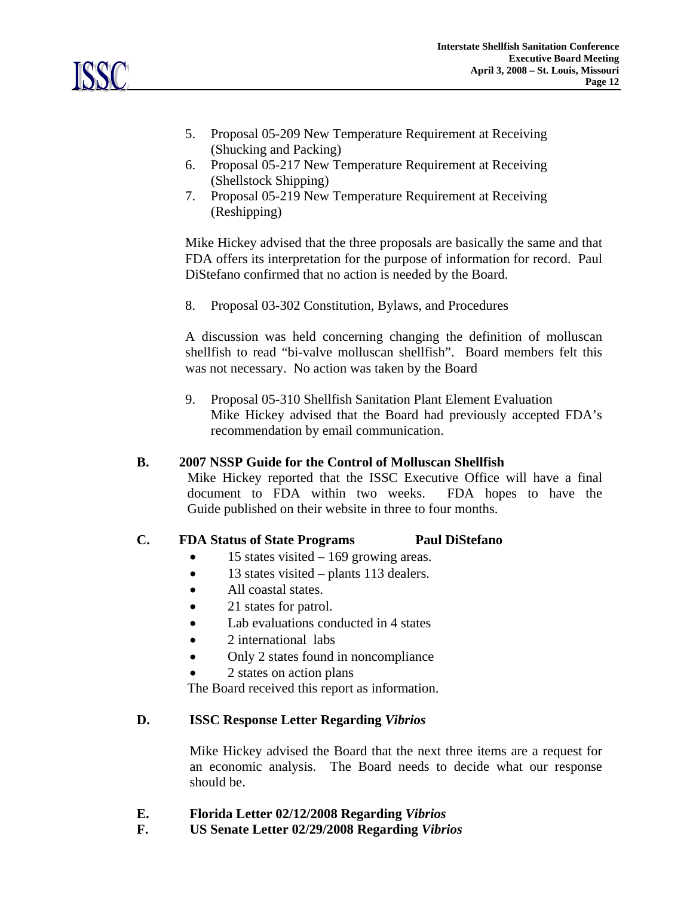5. Proposal 05-209 New Temperature Requirement at Receiving (Shucking and Packing)
6. Proposal 05-217 New Temperature Requirement at Receiving (Shellstock Shipping)
7. Proposal 05-219 New Temperature Requirement at Receiving (Reshipping)

Mike Hickey advised that the three proposals are basically the same and that FDA offers its interpretation for the purpose of information for record. Paul DiStefano confirmed that no action is needed by the Board.

8. Proposal 03-302 Constitution, Bylaws, and Procedures

A discussion was held concerning changing the definition of molluscan shellfish to read "bi-valve molluscan shellfish". Board members felt this was not necessary. No action was taken by the Board

9. Proposal 05-310 Shellfish Sanitation Plant Element Evaluation
   Mike Hickey advised that the Board had previously accepted FDA's recommendation by email communication.

**B. 2007 NSSP Guide for the Control of Molluscan Shellfish**

Mike Hickey reported that the ISSC Executive Office will have a final document to FDA within two weeks. FDA hopes to have the Guide published on their website in three to four months.

**C. FDA Status of State Programs — Paul DiStefano**

- 15 states visited – 169 growing areas.
- 13 states visited – plants 113 dealers.
- All coastal states.
- 21 states for patrol.
- Lab evaluations conducted in 4 states
- 2 international labs
- Only 2 states found in noncompliance
- 2 states on action plans

The Board received this report as information.

**D. ISSC Response Letter Regarding *Vibrios***

Mike Hickey advised the Board that the next three items are a request for an economic analysis. The Board needs to decide what our response should be.

**E. Florida Letter 02/12/2008 Regarding *Vibrios***

**F. US Senate Letter 02/29/2008 Regarding *Vibrios***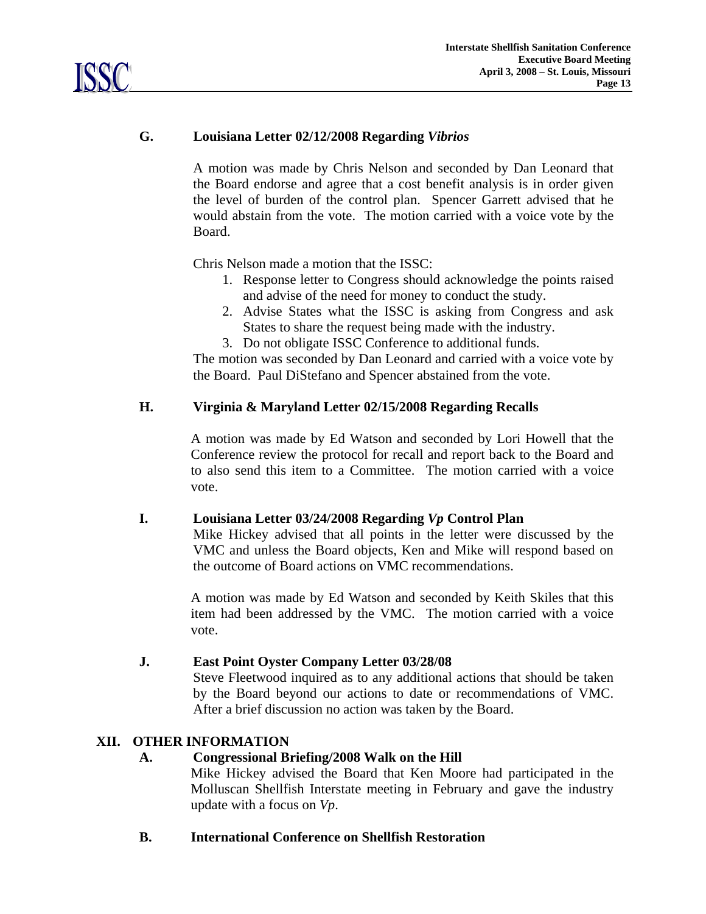### G. Louisiana Letter 02/12/2008 Regarding *Vibrios*

A motion was made by Chris Nelson and seconded by Dan Leonard that the Board endorse and agree that a cost benefit analysis is in order given the level of burden of the control plan. Spencer Garrett advised that he would abstain from the vote. The motion carried with a voice vote by the Board.

Chris Nelson made a motion that the ISSC:

1. Response letter to Congress should acknowledge the points raised and advise of the need for money to conduct the study.
2. Advise States what the ISSC is asking from Congress and ask States to share the request being made with the industry.
3. Do not obligate ISSC Conference to additional funds.

The motion was seconded by Dan Leonard and carried with a voice vote by the Board. Paul DiStefano and Spencer abstained from the vote.

### H. Virginia & Maryland Letter 02/15/2008 Regarding Recalls

A motion was made by Ed Watson and seconded by Lori Howell that the Conference review the protocol for recall and report back to the Board and to also send this item to a Committee. The motion carried with a voice vote.

### I. Louisiana Letter 03/24/2008 Regarding *Vp* Control Plan

Mike Hickey advised that all points in the letter were discussed by the VMC and unless the Board objects, Ken and Mike will respond based on the outcome of Board actions on VMC recommendations.

A motion was made by Ed Watson and seconded by Keith Skiles that this item had been addressed by the VMC. The motion carried with a voice vote.

### J. East Point Oyster Company Letter 03/28/08

Steve Fleetwood inquired as to any additional actions that should be taken by the Board beyond our actions to date or recommendations of VMC. After a brief discussion no action was taken by the Board.

## XII. OTHER INFORMATION

### A. Congressional Briefing/2008 Walk on the Hill

Mike Hickey advised the Board that Ken Moore had participated in the Molluscan Shellfish Interstate meeting in February and gave the industry update with a focus on *Vp*.

### B. International Conference on Shellfish Restoration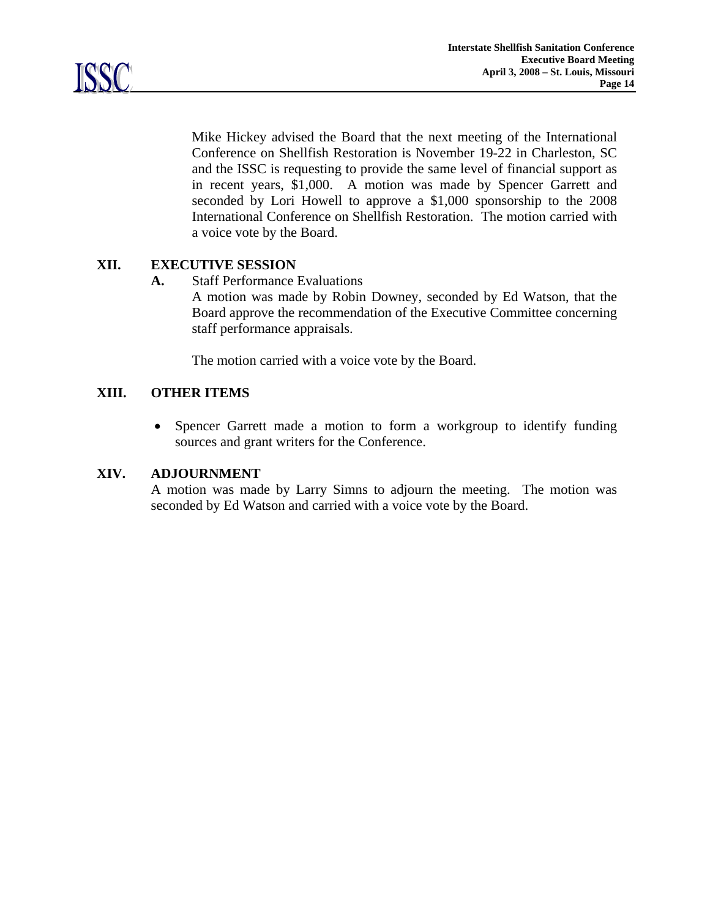Mike Hickey advised the Board that the next meeting of the International Conference on Shellfish Restoration is November 19-22 in Charleston, SC and the ISSC is requesting to provide the same level of financial support as in recent years, $1,000. A motion was made by Spencer Garrett and seconded by Lori Howell to approve a $1,000 sponsorship to the 2008 International Conference on Shellfish Restoration. The motion carried with a voice vote by the Board.

## XII. EXECUTIVE SESSION

**A.** Staff Performance Evaluations

A motion was made by Robin Downey, seconded by Ed Watson, that the Board approve the recommendation of the Executive Committee concerning staff performance appraisals.

The motion carried with a voice vote by the Board.

## XIII. OTHER ITEMS

- Spencer Garrett made a motion to form a workgroup to identify funding sources and grant writers for the Conference.

## XIV. ADJOURNMENT

A motion was made by Larry Simns to adjourn the meeting. The motion was seconded by Ed Watson and carried with a voice vote by the Board.